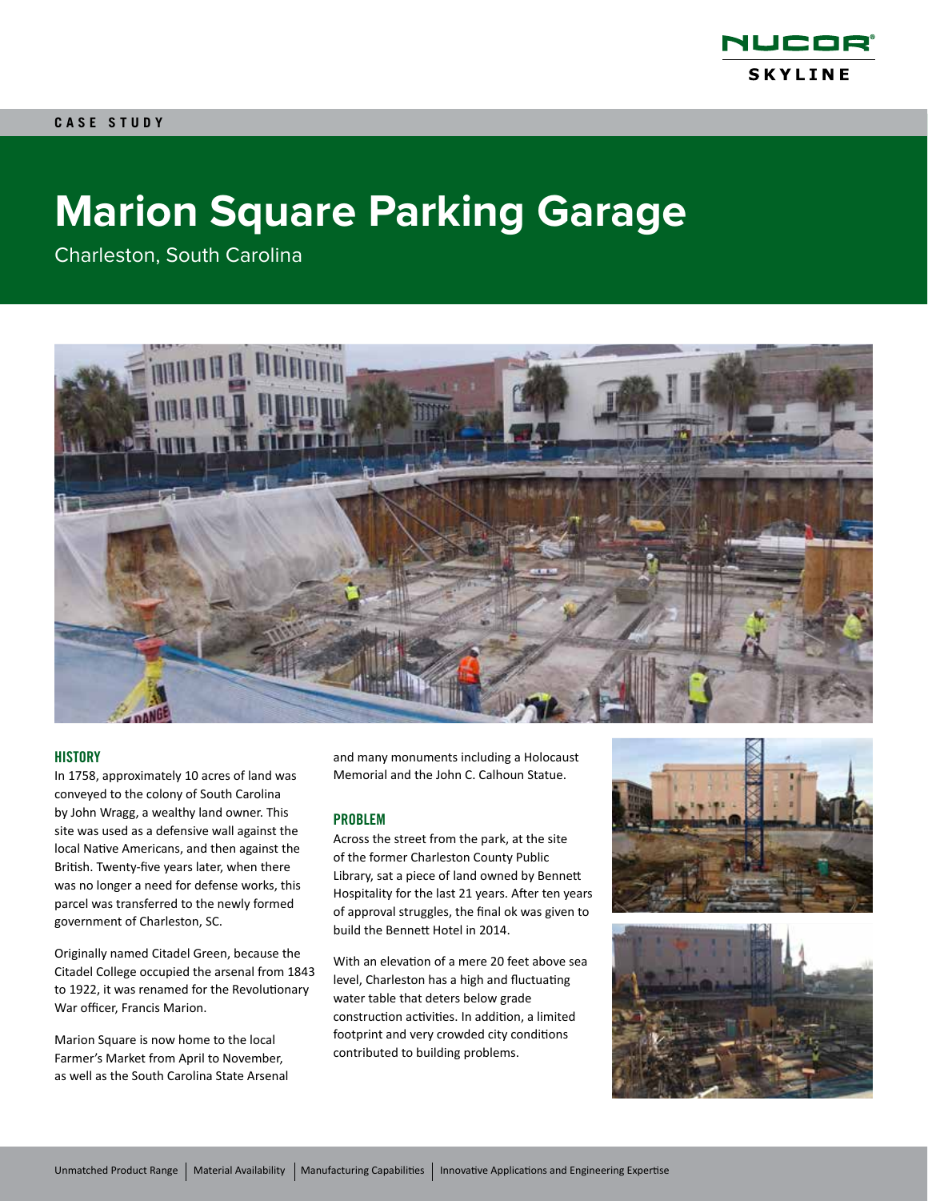NUCOR SKYLINE

CASE STUDY

# Marion Square Parking Garage

Charleston, South Carolina

## HISTORY

In 1758, approximately 10 acres of land was conveyed to the colony of South Carolina by John Wragg, a wealthy land owner. This site was used as a defensive wall against the local Native Americans, and then against the British. Twenty-five years later, when there was no longer a need for defense works, this parcel was transferred to the newly formed government of Charleston, SC.

Originally named Citadel Green, because the Citadel College occupied the arsenal from 1843 to 1922, it was renamed for the Revolutionary War officer, Francis Marion.

Marion Square is now home to the local Farmer's Market from April to November, as well as the South Carolina State Arsenal and many monuments including a Holocaust Memorial and the John C. Calhoun Statue.

## PROBLEM

Across the street from the park, at the site of the former Charleston County Public Library, sat a piece of land owned by Bennett Hospitality for the last 21 years. After ten years of approval struggles, the final ok was given to build the Bennett Hotel in 2014.

With an elevation of a mere 20 feet above sea level, Charleston has a high and fluctuating water table that deters below grade construction activities. In addition, a limited footprint and very crowded city conditions contributed to building problems.

Unmatched Product Range | Material Availability | Manufacturing Capabilities | Innovative Applications and Engineering Expertise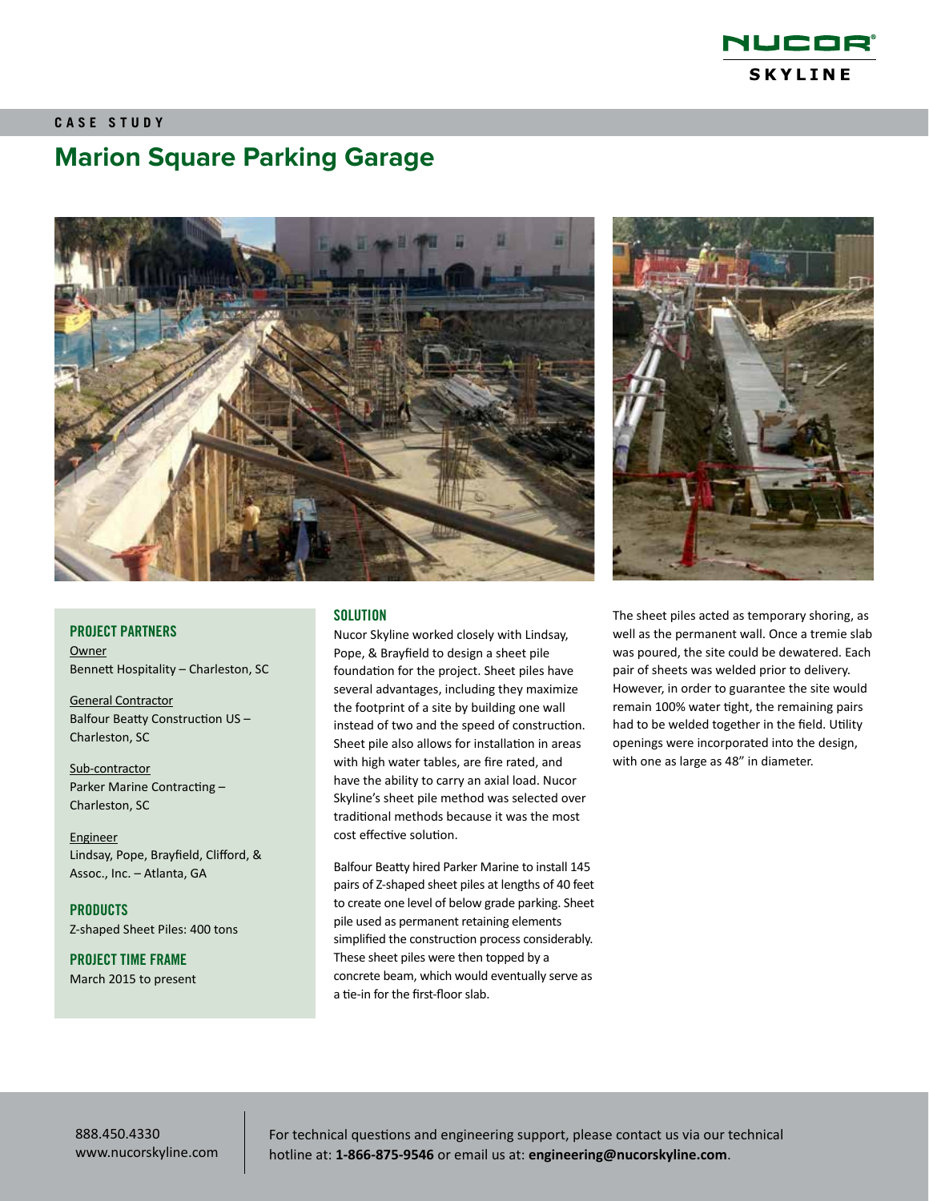CASE STUDY

# Marion Square Parking Garage

## PROJECT PARTNERS

Owner
Bennett Hospitality – Charleston, SC

General Contractor
Balfour Beatty Construction US – Charleston, SC

Sub-contractor
Parker Marine Contracting – Charleston, SC

Engineer
Lindsay, Pope, Brayfield, Clifford, & Assoc., Inc. – Atlanta, GA

## PRODUCTS

Z-shaped Sheet Piles: 400 tons

## PROJECT TIME FRAME

March 2015 to present

## SOLUTION

Nucor Skyline worked closely with Lindsay, Pope, & Brayfield to design a sheet pile foundation for the project. Sheet piles have several advantages, including they maximize the footprint of a site by building one wall instead of two and the speed of construction. Sheet pile also allows for installation in areas with high water tables, are fire rated, and have the ability to carry an axial load. Nucor Skyline's sheet pile method was selected over traditional methods because it was the most cost effective solution.

Balfour Beatty hired Parker Marine to install 145 pairs of Z-shaped sheet piles at lengths of 40 feet to create one level of below grade parking. Sheet pile used as permanent retaining elements simplified the construction process considerably. These sheet piles were then topped by a concrete beam, which would eventually serve as a tie-in for the first-floor slab.

The sheet piles acted as temporary shoring, as well as the permanent wall. Once a tremie slab was poured, the site could be dewatered. Each pair of sheets was welded prior to delivery. However, in order to guarantee the site would remain 100% water tight, the remaining pairs had to be welded together in the field. Utility openings were incorporated into the design, with one as large as 48" in diameter.

888.450.4330
www.nucorskyline.com

For technical questions and engineering support, please contact us via our technical hotline at: **1-866-875-9546** or email us at: **engineering@nucorskyline.com**.